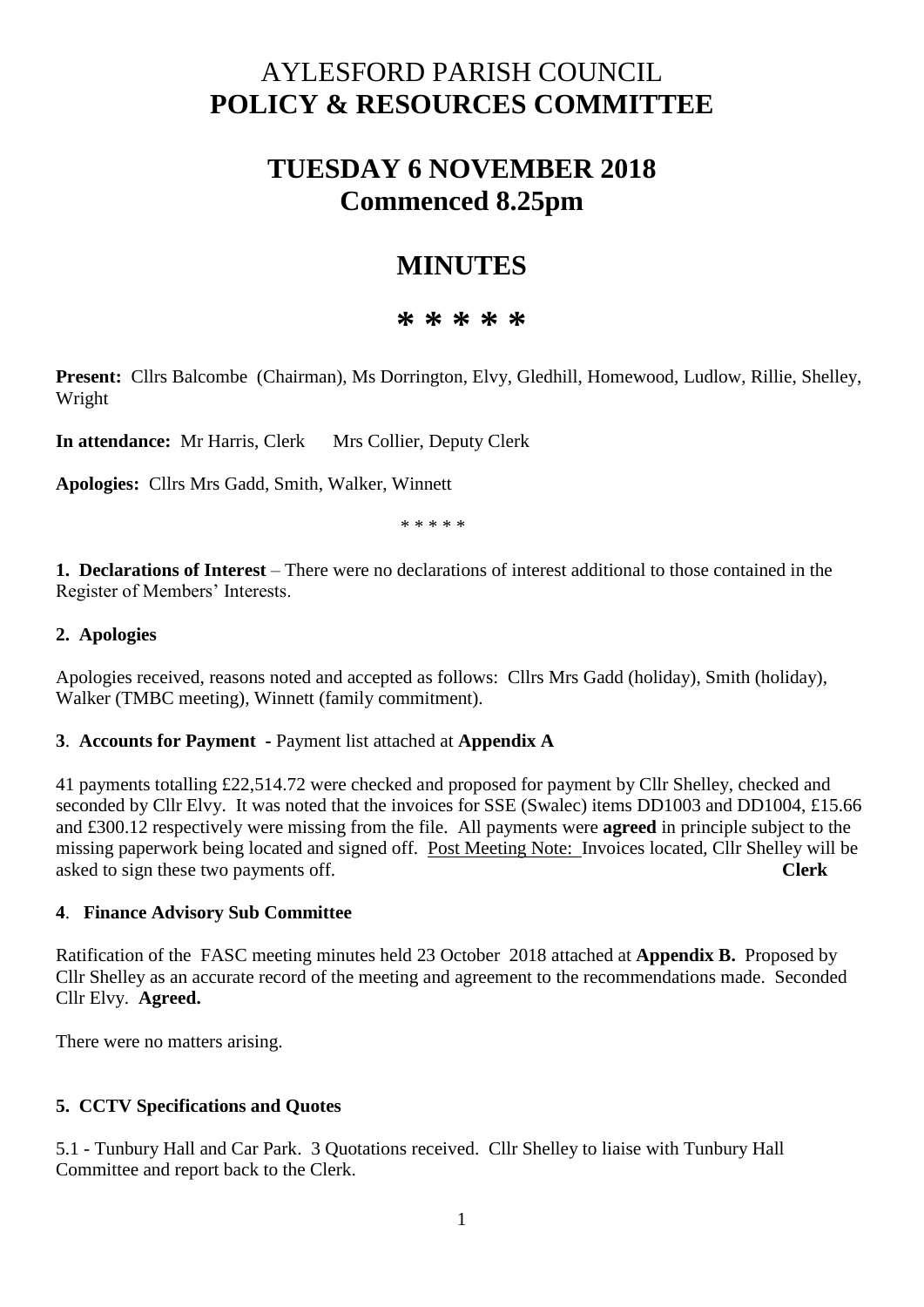# AYLESFORD PARISH COUNCIL
# POLICY & RESOURCES COMMITTEE

## TUESDAY 6 NOVEMBER 2018
## Commenced 8.25pm

## MINUTES

**\* \* \* \* \***

**Present:** Cllrs Balcombe (Chairman), Ms Dorrington, Elvy, Gledhill, Homewood, Ludlow, Rillie, Shelley, Wright

**In attendance:** Mr Harris, Clerk Mrs Collier, Deputy Clerk

**Apologies:** Cllrs Mrs Gadd, Smith, Walker, Winnett

\* \* \* \* \*

**1. Declarations of Interest** – There were no declarations of interest additional to those contained in the Register of Members' Interests.

**2. Apologies**

Apologies received, reasons noted and accepted as follows: Cllrs Mrs Gadd (holiday), Smith (holiday), Walker (TMBC meeting), Winnett (family commitment).

**3. Accounts for Payment** - Payment list attached at **Appendix A**

41 payments totalling £22,514.72 were checked and proposed for payment by Cllr Shelley, checked and seconded by Cllr Elvy. It was noted that the invoices for SSE (Swalec) items DD1003 and DD1004, £15.66 and £300.12 respectively were missing from the file. All payments were **agreed** in principle subject to the missing paperwork being located and signed off. Post Meeting Note: Invoices located, Cllr Shelley will be asked to sign these two payments off. **Clerk**

**4. Finance Advisory Sub Committee**

Ratification of the FASC meeting minutes held 23 October 2018 attached at **Appendix B.** Proposed by Cllr Shelley as an accurate record of the meeting and agreement to the recommendations made. Seconded Cllr Elvy. **Agreed.**

There were no matters arising.

**5. CCTV Specifications and Quotes**

5.1 - Tunbury Hall and Car Park. 3 Quotations received. Cllr Shelley to liaise with Tunbury Hall Committee and report back to the Clerk.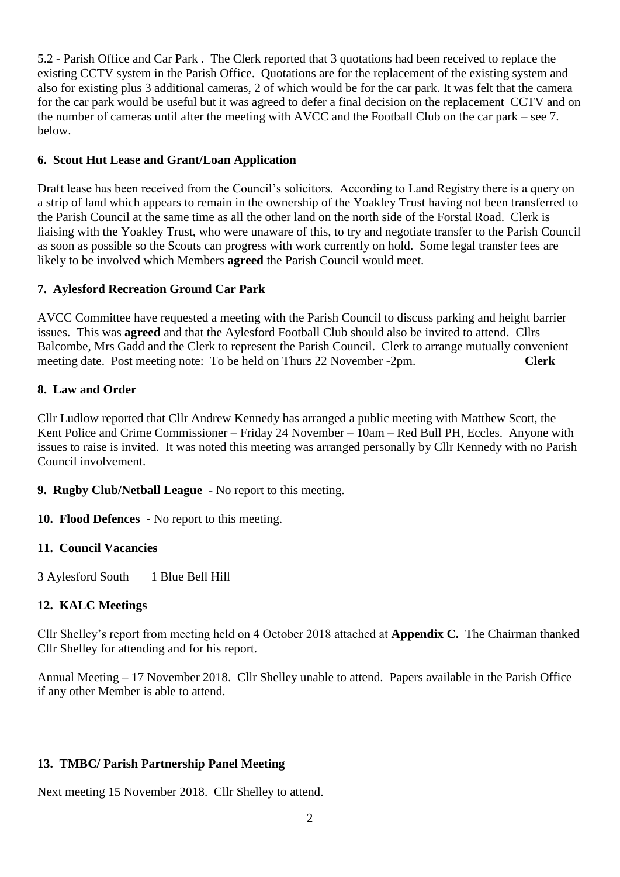5.2 - Parish Office and Car Park . The Clerk reported that 3 quotations had been received to replace the existing CCTV system in the Parish Office. Quotations are for the replacement of the existing system and also for existing plus 3 additional cameras, 2 of which would be for the car park. It was felt that the camera for the car park would be useful but it was agreed to defer a final decision on the replacement CCTV and on the number of cameras until after the meeting with AVCC and the Football Club on the car park – see 7. below.

**6. Scout Hut Lease and Grant/Loan Application**

Draft lease has been received from the Council's solicitors. According to Land Registry there is a query on a strip of land which appears to remain in the ownership of the Yoakley Trust having not been transferred to the Parish Council at the same time as all the other land on the north side of the Forstal Road. Clerk is liaising with the Yoakley Trust, who were unaware of this, to try and negotiate transfer to the Parish Council as soon as possible so the Scouts can progress with work currently on hold. Some legal transfer fees are likely to be involved which Members **agreed** the Parish Council would meet.

**7. Aylesford Recreation Ground Car Park**

AVCC Committee have requested a meeting with the Parish Council to discuss parking and height barrier issues. This was **agreed** and that the Aylesford Football Club should also be invited to attend. Cllrs Balcombe, Mrs Gadd and the Clerk to represent the Parish Council. Clerk to arrange mutually convenient meeting date. Post meeting note: To be held on Thurs 22 November -2pm. **Clerk**

**8. Law and Order**

Cllr Ludlow reported that Cllr Andrew Kennedy has arranged a public meeting with Matthew Scott, the Kent Police and Crime Commissioner – Friday 24 November – 10am – Red Bull PH, Eccles. Anyone with issues to raise is invited. It was noted this meeting was arranged personally by Cllr Kennedy with no Parish Council involvement.

**9. Rugby Club/Netball League** - No report to this meeting.

**10. Flood Defences -** No report to this meeting.

**11. Council Vacancies**

3 Aylesford South 1 Blue Bell Hill

**12. KALC Meetings**

Cllr Shelley's report from meeting held on 4 October 2018 attached at **Appendix C.** The Chairman thanked Cllr Shelley for attending and for his report.

Annual Meeting – 17 November 2018. Cllr Shelley unable to attend. Papers available in the Parish Office if any other Member is able to attend.

**13. TMBC/ Parish Partnership Panel Meeting**

Next meeting 15 November 2018. Cllr Shelley to attend.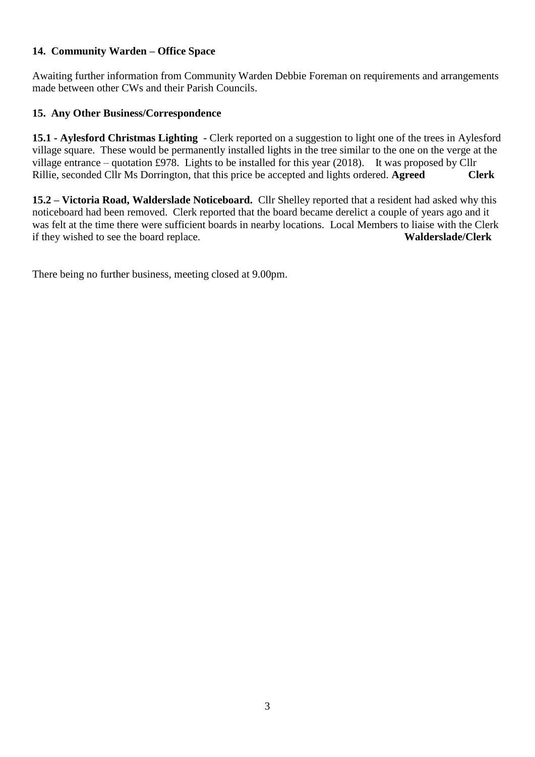**14. Community Warden – Office Space**

Awaiting further information from Community Warden Debbie Foreman on requirements and arrangements made between other CWs and their Parish Councils.

**15. Any Other Business/Correspondence**

**15.1 - Aylesford Christmas Lighting** - Clerk reported on a suggestion to light one of the trees in Aylesford village square. These would be permanently installed lights in the tree similar to the one on the verge at the village entrance – quotation £978. Lights to be installed for this year (2018). It was proposed by Cllr Rillie, seconded Cllr Ms Dorrington, that this price be accepted and lights ordered. **Agreed** **Clerk**

**15.2 – Victoria Road, Walderslade Noticeboard.** Cllr Shelley reported that a resident had asked why this noticeboard had been removed. Clerk reported that the board became derelict a couple of years ago and it was felt at the time there were sufficient boards in nearby locations. Local Members to liaise with the Clerk if they wished to see the board replace. **Walderslade/Clerk**

There being no further business, meeting closed at 9.00pm.